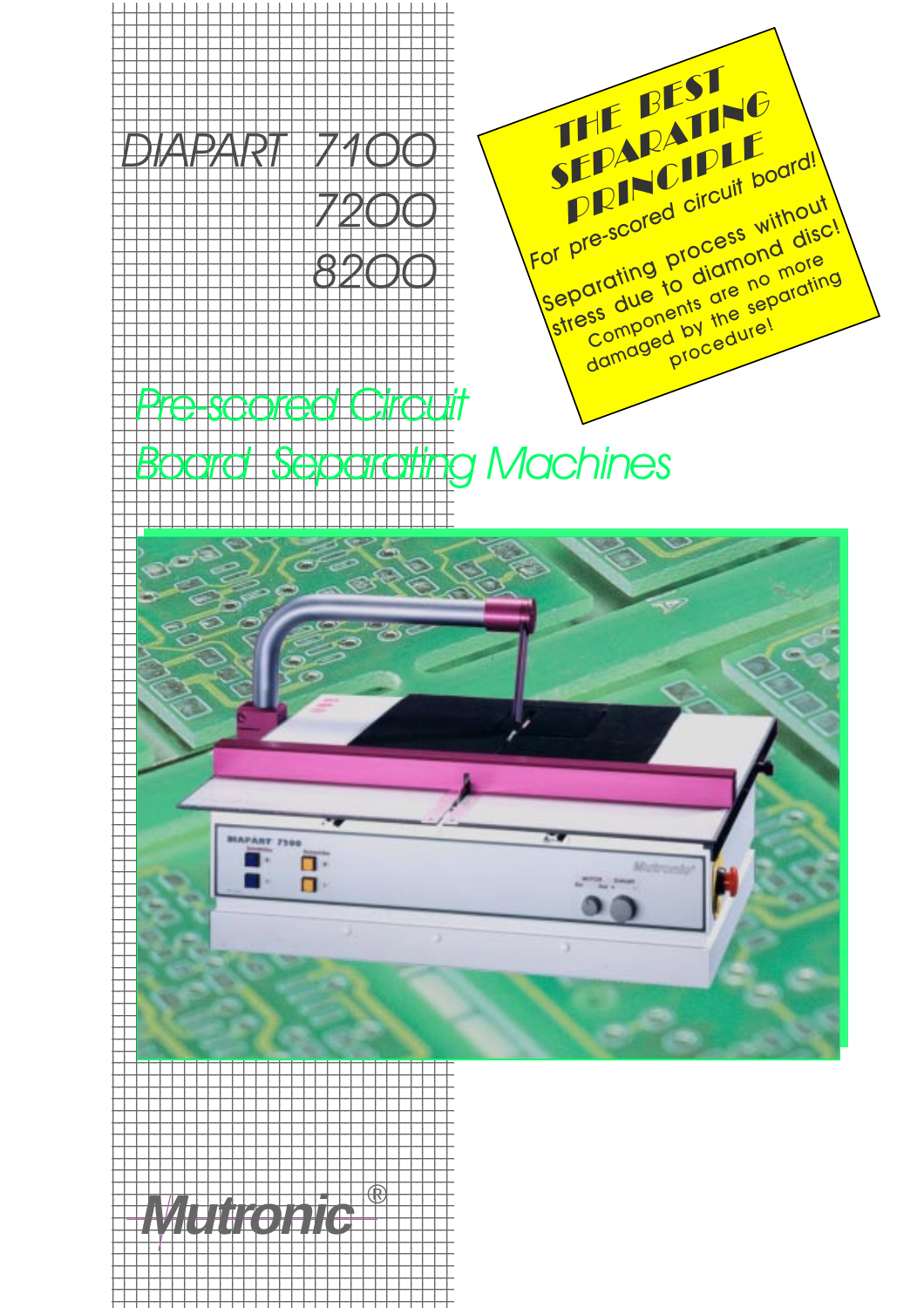# DIAPART 7100 7200 8200

**THE BEST SEPARATING PRINCIPLE**

For pre-scored circuit board!

Separating process without stress due to diamond disc!

Components are no more damaged by the separating procedure!

## Pre-scored Circuit Board Separating Machines

Mutronic®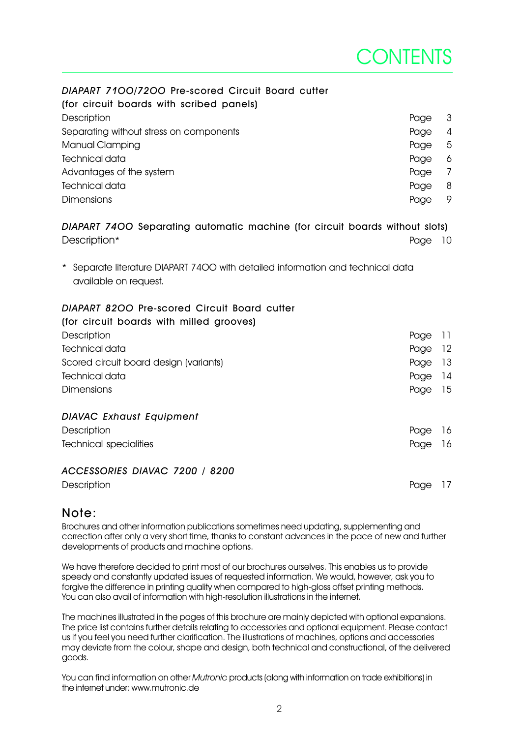# CONTENTS

***DIAPART 7100/7200*** **Pre-scored Circuit Board cutter**
**(for circuit boards with scribed panels)**

| | |
|---|---|
| Description | Page 3 |
| Separating without stress on components | Page 4 |
| Manual Clamping | Page 5 |
| Technical data | Page 6 |
| Advantages of the system | Page 7 |
| Technical data | Page 8 |
| Dimensions | Page 9 |

***DIAPART 7400*** **Separating automatic machine (for circuit boards without slots)**

| | |
|---|---|
| Description* | Page 10 |

\* Separate literature DIAPART 7400 with detailed information and technical data available on request.

***DIAPART 8200*** **Pre-scored Circuit Board cutter**
**(for circuit boards with milled grooves)**

| | |
|---|---|
| Description | Page 11 |
| Technical data | Page 12 |
| Scored circuit board design (variants) | Page 13 |
| Technical data | Page 14 |
| Dimensions | Page 15 |

***DIAVAC Exhaust Equipment***

| | |
|---|---|
| Description | Page 16 |
| Technical specialities | Page 16 |

***ACCESSORIES DIAVAC 7200 / 8200***

| | |
|---|---|
| Description | Page 17 |

## Note:

Brochures and other information publications sometimes need updating, supplementing and correction after only a very short time, thanks to constant advances in the pace of new and further developments of products and machine options.

We have therefore decided to print most of our brochures ourselves. This enables us to provide speedy and constantly updated issues of requested information. We would, however, ask you to forgive the difference in printing quality when compared to high-gloss offset printing methods. You can also avail of information with high-resolution illustrations in the internet.

The machines illustrated in the pages of this brochure are mainly depicted with optional expansions. The price list contains further details relating to accessories and optional equipment. Please contact us if you feel you need further clarification. The illustrations of machines, options and accessories may deviate from the colour, shape and design, both technical and constructional, of the delivered goods.

You can find information on other *Mutronic* products (along with information on trade exhibitions) in the internet under: www.mutronic.de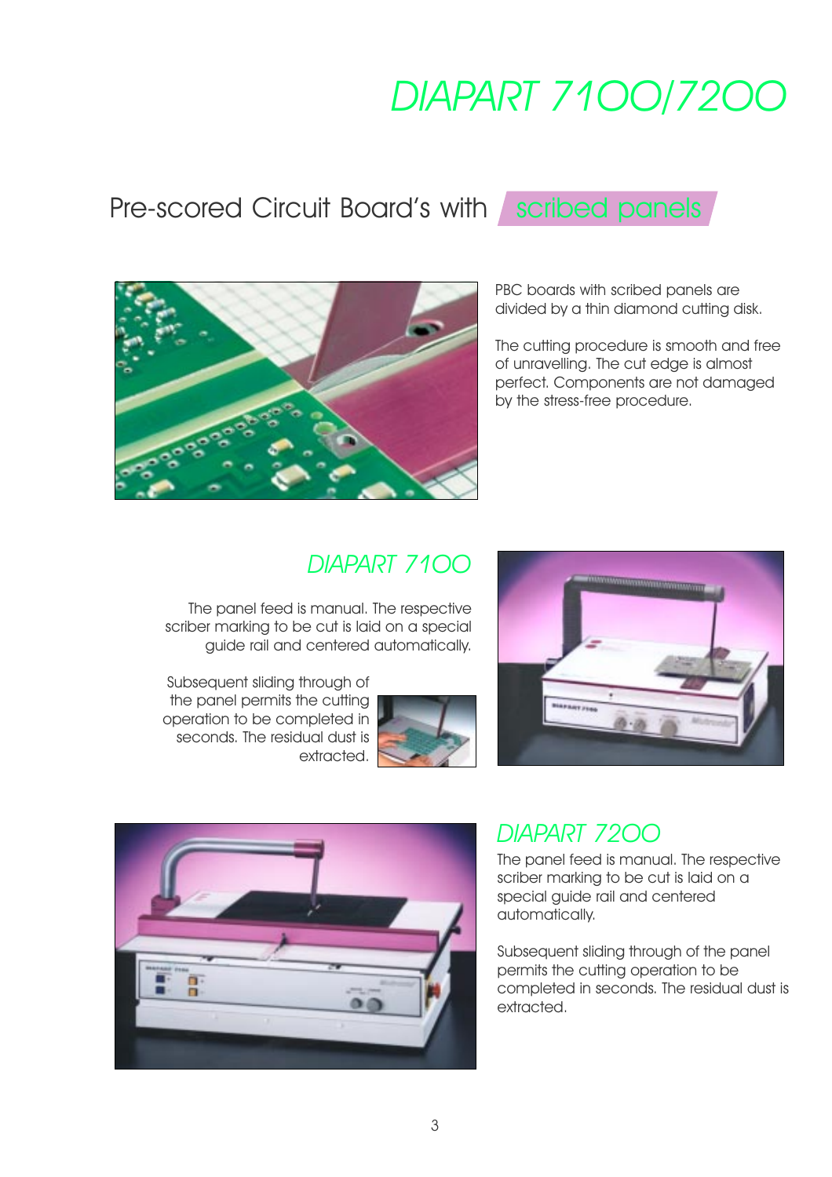# DIAPART 7100/7200

## Pre-scored Circuit Board's with scribed panels

PBC boards with scribed panels are divided by a thin diamond cutting disk.

The cutting procedure is smooth and free of unravelling. The cut edge is almost perfect. Components are not damaged by the stress-free procedure.

### DIAPART 7100

The panel feed is manual. The respective scriber marking to be cut is laid on a special guide rail and centered automatically.

Subsequent sliding through of the panel permits the cutting operation to be completed in seconds. The residual dust is extracted.

### DIAPART 7200

The panel feed is manual. The respective scriber marking to be cut is laid on a special guide rail and centered automatically.

Subsequent sliding through of the panel permits the cutting operation to be completed in seconds. The residual dust is extracted.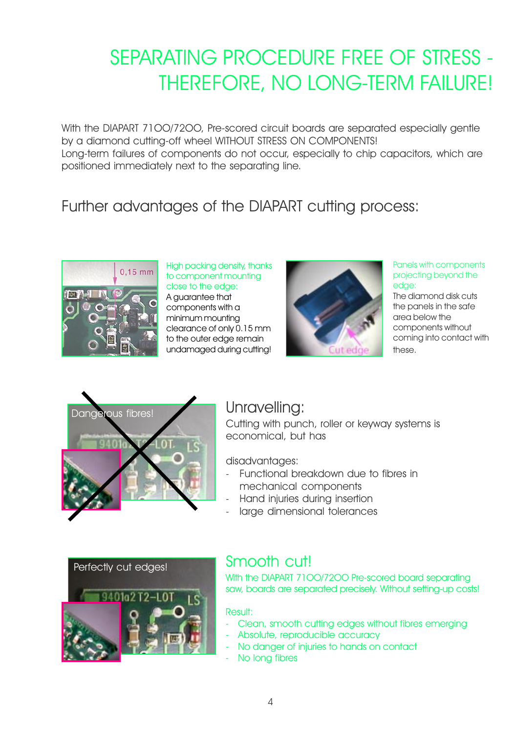# SEPARATING PROCEDURE FREE OF STRESS - THEREFORE, NO LONG-TERM FAILURE!

With the DIAPART 7100/7200, Pre-scored circuit boards are separated especially gentle by a diamond cutting-off wheel WITHOUT STRESS ON COMPONENTS!
Long-term failures of components do not occur, especially to chip capacitors, which are positioned immediately next to the separating line.

## Further advantages of the DIAPART cutting process:

0,15 mm

**High packing density, thanks to component mounting close to the edge:**
A guarantee that components with a minimum mounting clearance of only 0.15 mm to the outer edge remain undamaged during cutting!

Cut edge

**Panels with components projecting beyond the edge:**
The diamond disk cuts the panels in the safe area below the components without coming into contact with these.

Dangerous fibres!

## Unravelling:

Cutting with punch, roller or keyway systems is economical, but has

disadvantages:

- Functional breakdown due to fibres in mechanical components
- Hand injuries during insertion
- large dimensional tolerances

Perfectly cut edges!

## Smooth cut!

With the DIAPART 7100/7200 Pre-scored board separating saw, boards are separated precisely. Without setting-up costs!

Result:

- Clean, smooth cutting edges without fibres emerging
- Absolute, reproducible accuracy
- No danger of injuries to hands on contact
- No long fibres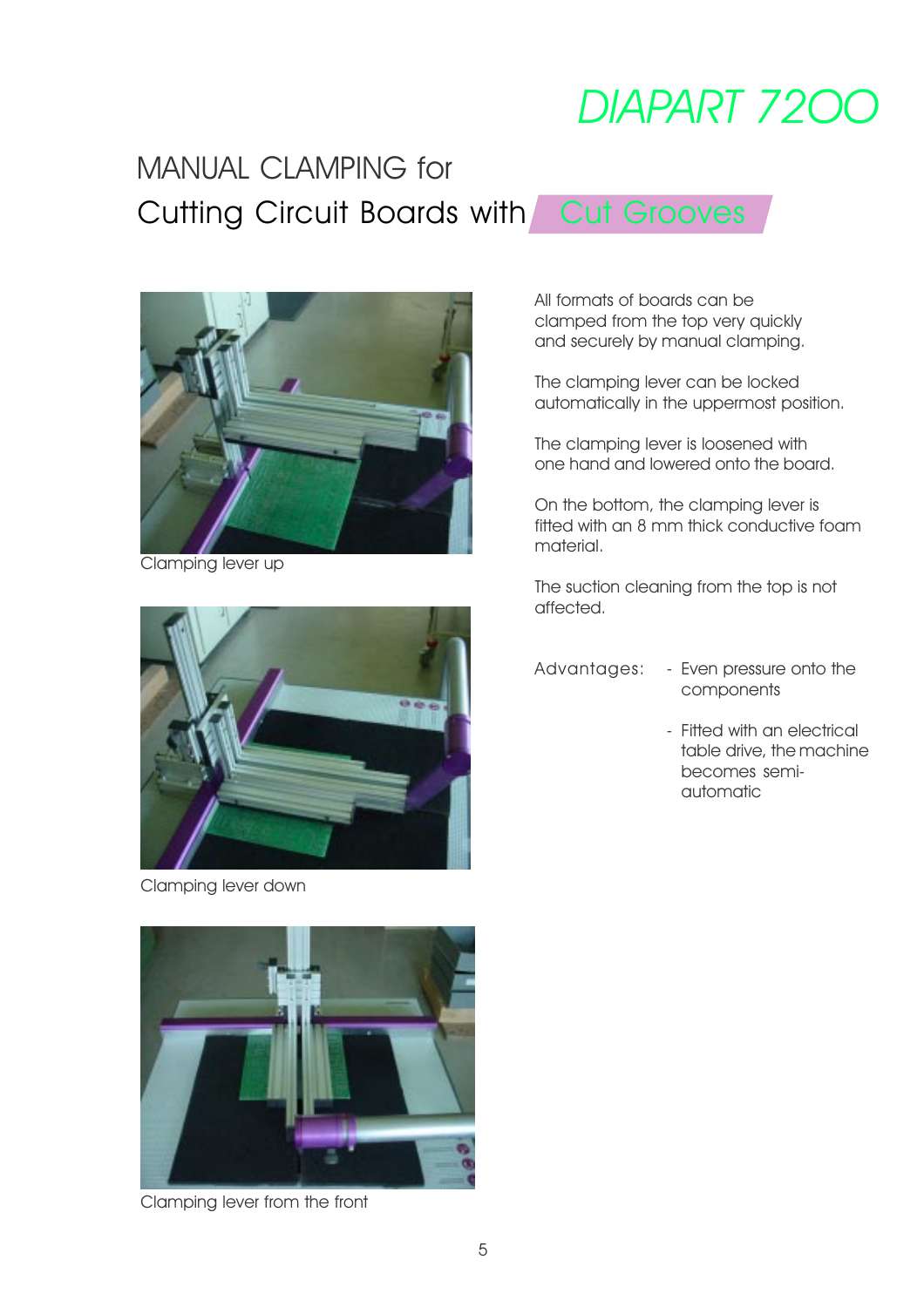# DIAPART 7200

## MANUAL CLAMPING for
## Cutting Circuit Boards with Cut Grooves

Clamping lever up

Clamping lever down

Clamping lever from the front

All formats of boards can be clamped from the top very quickly and securely by manual clamping.

The clamping lever can be locked automatically in the uppermost position.

The clamping lever is loosened with one hand and lowered onto the board.

On the bottom, the clamping lever is fitted with an 8 mm thick conductive foam material.

The suction cleaning from the top is not affected.

Advantages:

- Even pressure onto the components
- Fitted with an electrical table drive, the machine becomes semi-automatic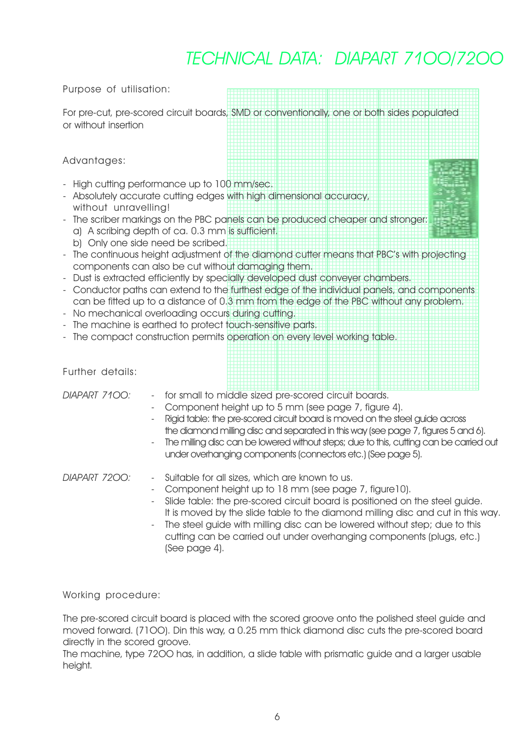# TECHNICAL DATA: DIAPART 7100/7200

Purpose of utilisation:

For pre-cut, pre-scored circuit boards, SMD or conventionally, one or both sides populated or without insertion

Advantages:

- High cutting performance up to 100 mm/sec.
- Absolutely accurate cutting edges with high dimensional accuracy, without unravelling!
- The scriber markings on the PBC panels can be produced cheaper and stronger:
  a) A scribing depth of ca. 0.3 mm is sufficient.
  b) Only one side need be scribed.
- The continuous height adjustment of the diamond cutter means that PBC's with projecting components can also be cut without damaging them.
- Dust is extracted efficiently by specially developed dust conveyer chambers.
- Conductor paths can extend to the furthest edge of the individual panels, and components can be fitted up to a distance of 0.3 mm from the edge of the PBC without any problem.
- No mechanical overloading occurs during cutting.
- The machine is earthed to protect touch-sensitive parts.
- The compact construction permits operation on every level working table.

Further details:

*DIAPART 7100:*

- for small to middle sized pre-scored circuit boards.
- Component height up to 5 mm (see page 7, figure 4).
- Rigid table: the pre-scored circuit board is moved on the steel guide across the diamond milling disc and separated in this way (see page 7, figures 5 and 6).
- The milling disc can be lowered without steps; due to this, cutting can be carried out under overhanging components (connectors etc.) (See page 5).

*DIAPART 7200:*

- Suitable for all sizes, which are known to us.
- Component height up to 18 mm (see page 7, figure10).
- Slide table: the pre-scored circuit board is positioned on the steel guide. It is moved by the slide table to the diamond milling disc and cut in this way.
- The steel guide with milling disc can be lowered without step; due to this cutting can be carried out under overhanging components (plugs, etc.) (See page 4).

Working procedure:

The pre-scored circuit board is placed with the scored groove onto the polished steel guide and moved forward. (7100). Din this way, a 0.25 mm thick diamond disc cuts the pre-scored board directly in the scored groove.
The machine, type 7200 has, in addition, a slide table with prismatic guide and a larger usable height.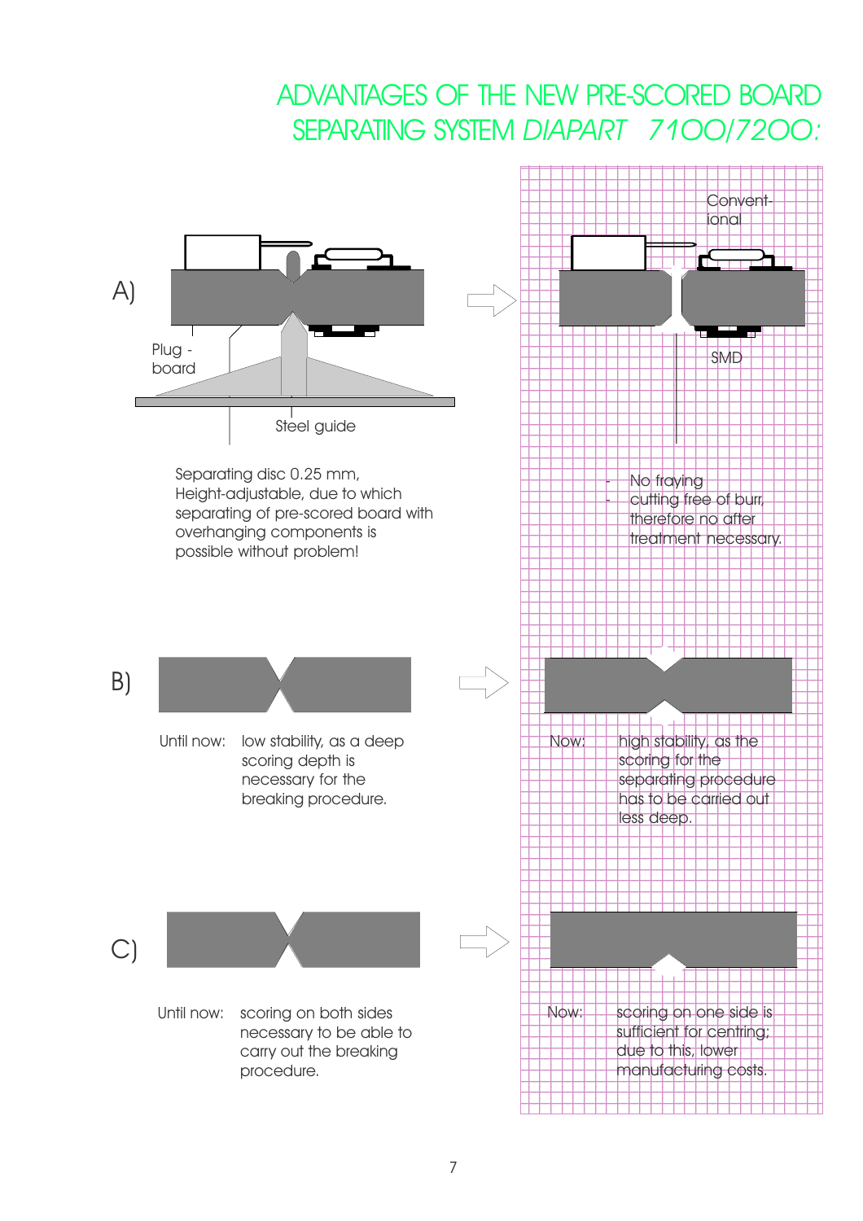# ADVANTAGES OF THE NEW PRE-SCORED BOARD SEPARATING SYSTEM *DIAPART 7100/7200:*

A)

Plug - board

Steel guide

Separating disc 0.25 mm, Height-adjustable, due to which separating of pre-scored board with overhanging components is possible without problem!

Convent- ional

SMD

- No fraying
- cutting free of burr, therefore no after treatment necessary.

B)

Until now: low stability, as a deep scoring depth is necessary for the breaking procedure.

Now: high stability, as the scoring for the separating procedure has to be carried out less deep.

C)

Until now: scoring on both sides necessary to be able to carry out the breaking procedure.

Now: scoring on one side is sufficient for centring; due to this, lower manufacturing costs.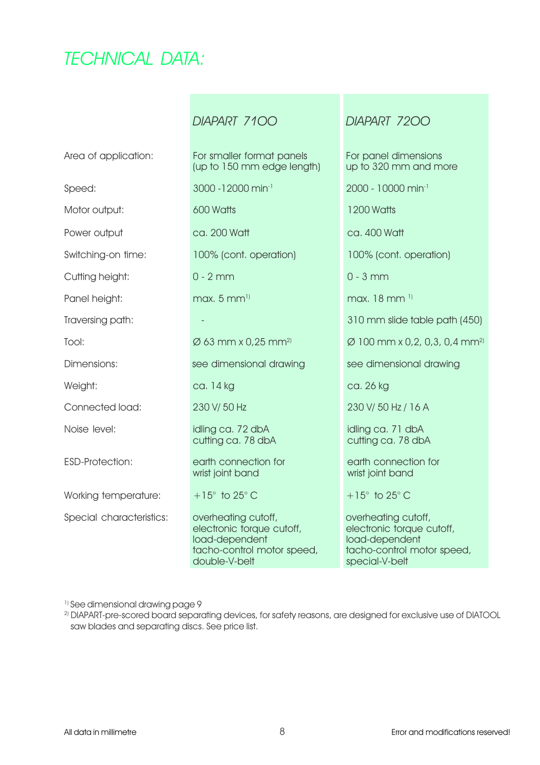# TECHNICAL DATA:

| | DIAPART 7100 | DIAPART 7200 |
|---|---|---|
| Area of application: | For smaller format panels (up to 150 mm edge length) | For panel dimensions up to 320 mm and more |
| Speed: | 3000 -12000 $min^{-1}$ | 2000 - 10000 $min^{-1}$ |
| Motor output: | 600 Watts | 1200 Watts |
| Power output | ca. 200 Watt | ca. 400 Watt |
| Switching-on time: | 100% (cont. operation) | 100% (cont. operation) |
| Cutting height: | 0 - 2 mm | 0 - 3 mm |
| Panel height: | max. 5 mm[1)] | max. 18 mm [1)] |
| Traversing path: | - | 310 mm slide table path (450) |
| Tool: | Ø 63 mm x 0,25 mm[2)] | Ø 100 mm x 0,2, 0,3, 0,4 mm[2)] |
| Dimensions: | see dimensional drawing | see dimensional drawing |
| Weight: | ca. 14 kg | ca. 26 kg |
| Connected load: | 230 V/ 50 Hz | 230 V/ 50 Hz / 16 A |
| Noise level: | idling ca. 72 dbA cutting ca. 78 dbA | idling ca. 71 dbA cutting ca. 78 dbA |
| ESD-Protection: | earth connection for wrist joint band | earth connection for wrist joint band |
| Working temperature: | +15° to 25° C | +15° to 25° C |
| Special characteristics: | overheating cutoff, electronic torque cutoff, load-dependent tacho-control motor speed, double-V-belt | overheating cutoff, electronic torque cutoff, load-dependent tacho-control motor speed, special-V-belt |

[1)] See dimensional drawing page 9

[2)] DIAPART-pre-scored board separating devices, for safety reasons, are designed for exclusive use of DIATOOL saw blades and separating discs. See price list.

All data in millimetre

Error and modifications reserved!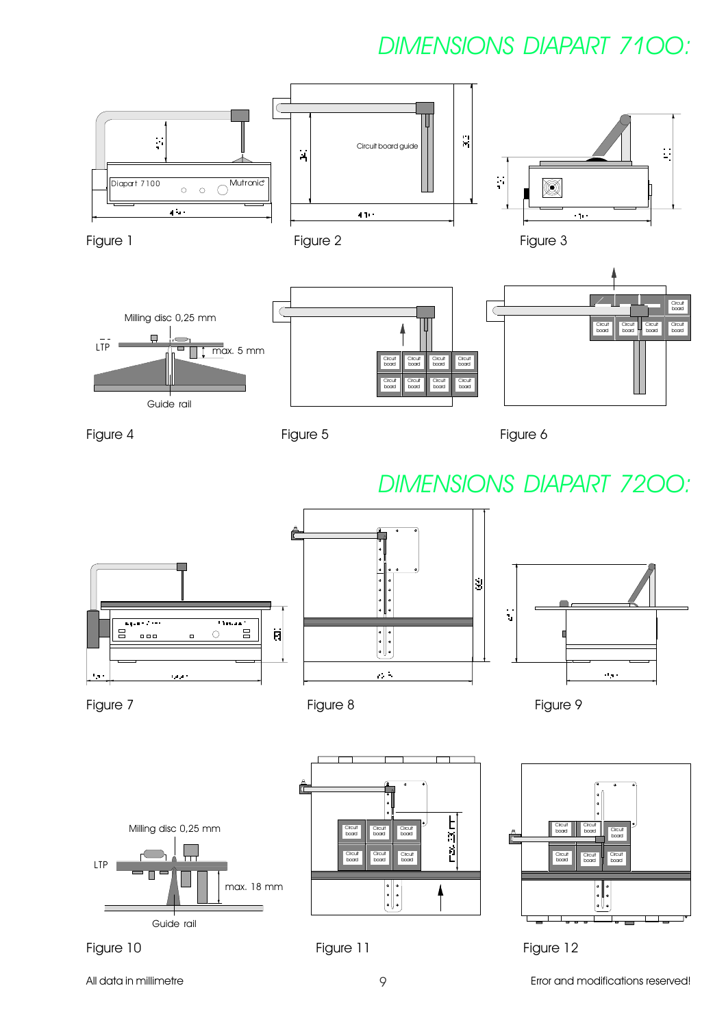# DIMENSIONS DIAPART 7100:

Figure 1

Figure 2

Figure 3

Figure 4

Figure 5

Figure 6

# DIMENSIONS DIAPART 7200:

Figure 7

Figure 8

Figure 9

Figure 10

Figure 11

Figure 12

All data in millimetre

Error and modifications reserved!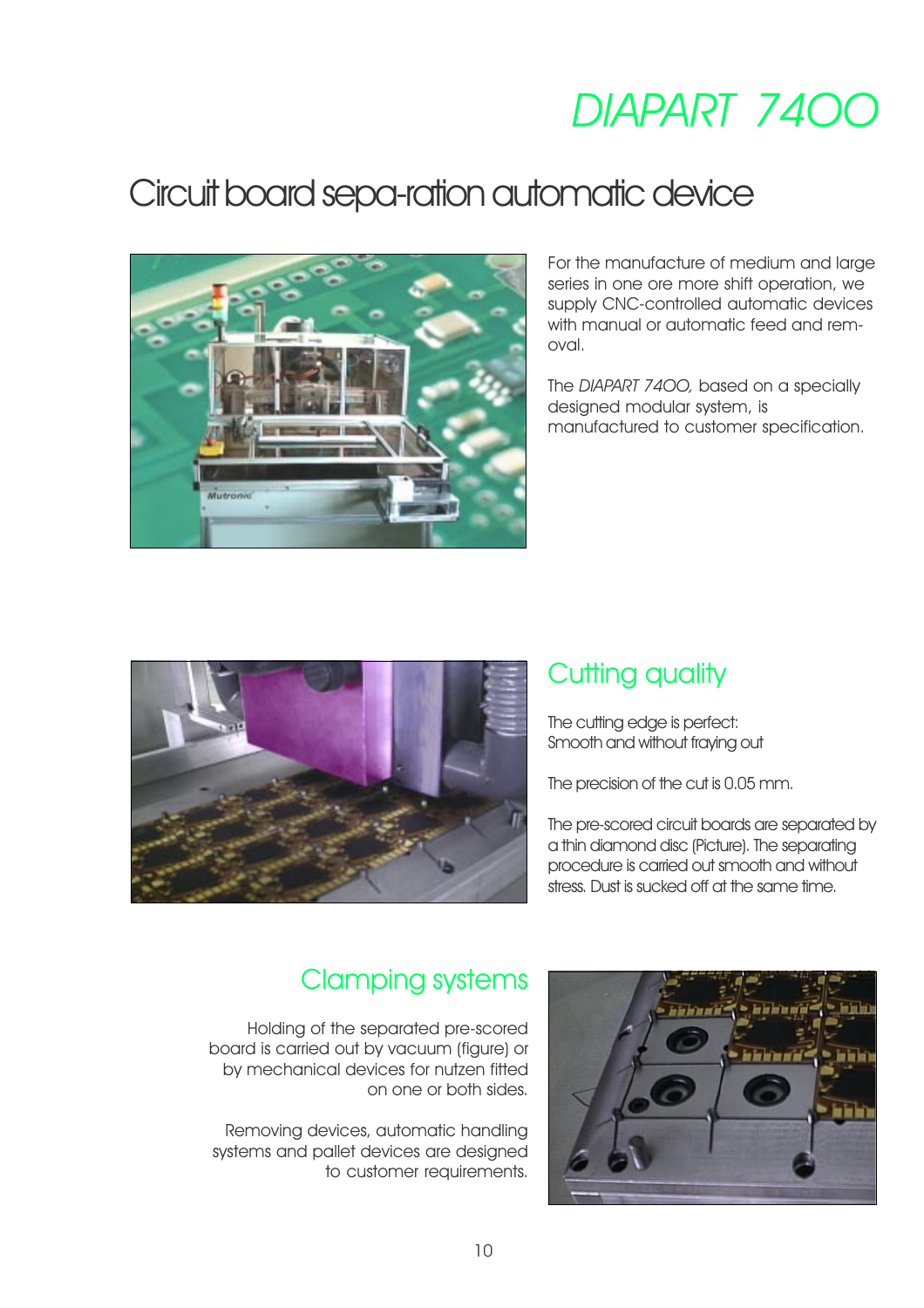# DIAPART 74OO

## Circuit board sepa-ration automatic device

For the manufacture of medium and large series in one ore more shift operation, we supply CNC-controlled automatic devices with manual or automatic feed and rem-oval.

The *DIAPART 74OO,* based on a specially designed modular system, is manufactured to customer specification.

## Cutting quality

The cutting edge is perfect:
Smooth and without fraying out

The precision of the cut is 0.05 mm.

The pre-scored circuit boards are separated by a thin diamond disc (Picture). The separating procedure is carried out smooth and without stress. Dust is sucked off at the same time.

## Clamping systems

Holding of the separated pre-scored board is carried out by vacuum (figure) or by mechanical devices for nutzen fitted on one or both sides.

Removing devices, automatic handling systems and pallet devices are designed to customer requirements.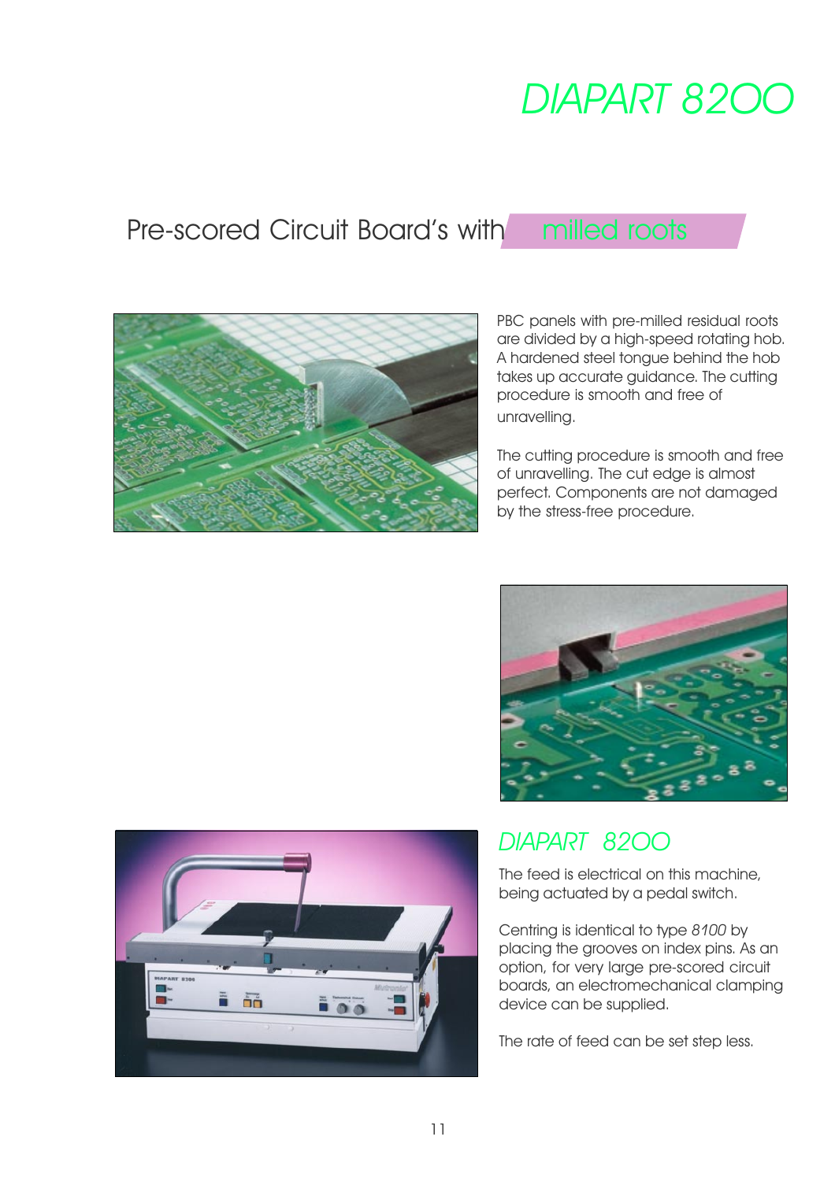# DIAPART 8200

## Pre-scored Circuit Board's with milled roots

PBC panels with pre-milled residual roots are divided by a high-speed rotating hob. A hardened steel tongue behind the hob takes up accurate guidance. The cutting procedure is smooth and free of unravelling.

The cutting procedure is smooth and free of unravelling. The cut edge is almost perfect. Components are not damaged by the stress-free procedure.

## DIAPART 8200

The feed is electrical on this machine, being actuated by a pedal switch.

Centring is identical to type *8100* by placing the grooves on index pins. As an option, for very large pre-scored circuit boards, an electromechanical clamping device can be supplied.

The rate of feed can be set step less.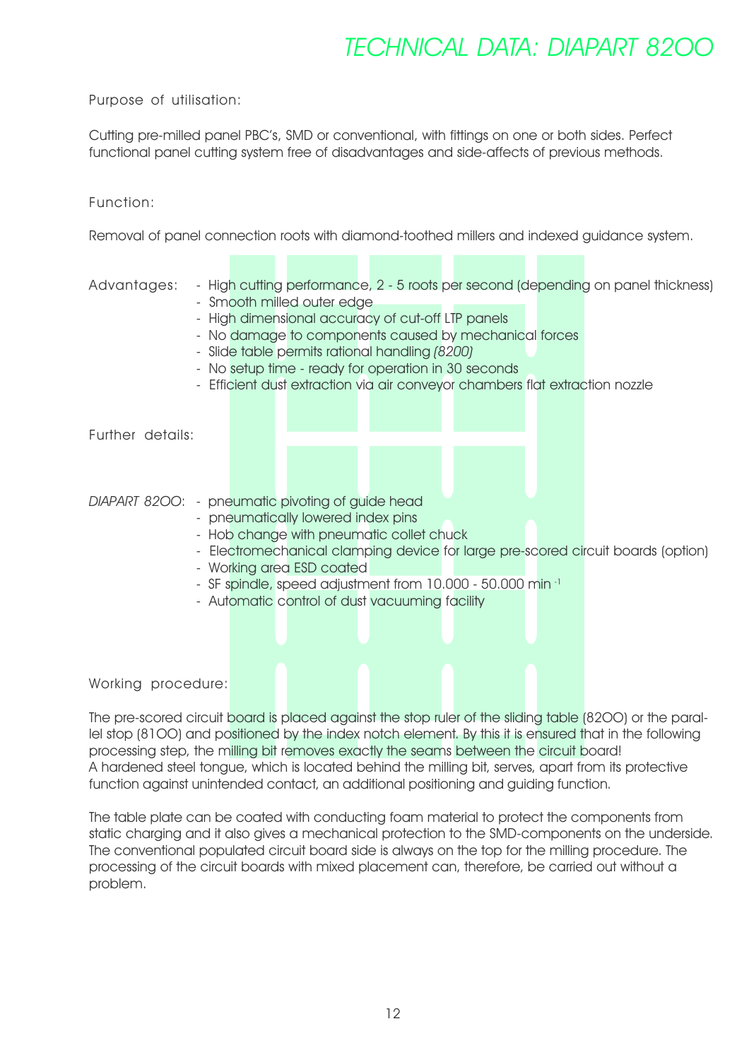# TECHNICAL DATA: DIAPART 82OO

Purpose of utilisation:

Cutting pre-milled panel PBC's, SMD or conventional, with fittings on one or both sides. Perfect functional panel cutting system free of disadvantages and side-affects of previous methods.

Function:

Removal of panel connection roots with diamond-toothed millers and indexed guidance system.

Advantages:
- High cutting performance, 2 - 5 roots per second (depending on panel thickness)
- Smooth milled outer edge
- High dimensional accuracy of cut-off LTP panels
- No damage to components caused by mechanical forces
- Slide table permits rational handling *(8200)*
- No setup time - ready for operation in 30 seconds
- Efficient dust extraction via air conveyor chambers flat extraction nozzle

Further details:

*DIAPART 82OO*:
- pneumatic pivoting of guide head
- pneumatically lowered index pins
- Hob change with pneumatic collet chuck
- Electromechanical clamping device for large pre-scored circuit boards (option)
- Working area ESD coated
- SF spindle, speed adjustment from 10.000 - 50.000 min $^{-1}$
- Automatic control of dust vacuuming facility

Working procedure:

The pre-scored circuit board is placed against the stop ruler of the sliding table (82OO) or the parallel stop (81OO) and positioned by the index notch element. By this it is ensured that in the following processing step, the milling bit removes exactly the seams between the circuit board!
A hardened steel tongue, which is located behind the milling bit, serves, apart from its protective function against unintended contact, an additional positioning and guiding function.

The table plate can be coated with conducting foam material to protect the components from static charging and it also gives a mechanical protection to the SMD-components on the underside. The conventional populated circuit board side is always on the top for the milling procedure. The processing of the circuit boards with mixed placement can, therefore, be carried out without a problem.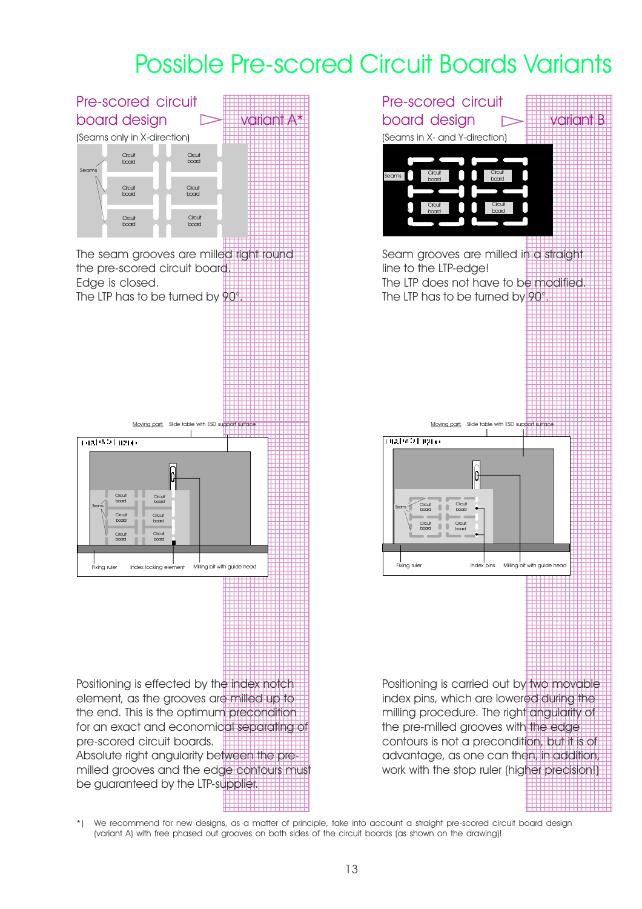# Possible Pre-scored Circuit Boards Variants

## Pre-scored circuit board design ▷ variant A*

(Seams only in X-direction)

The seam grooves are milled right round the pre-scored circuit board.
Edge is closed.
The LTP has to be turned by 90°.

Positioning is effected by the index notch element, as the grooves are milled up to the end. This is the optimum precondition for an exact and economical separating of pre-scored circuit boards.
Absolute right angularity between the pre-milled grooves and the edge contours must be guaranteed by the LTP-supplier.

## Pre-scored circuit board design ▷ variant B

(Seams in X- and Y-direction)

Seam grooves are milled in a straight line to the LTP-edge!
The LTP does not have to be modified.
The LTP has to be turned by 90°.

Positioning is carried out by two movable index pins, which are lowered during the milling procedure. The right angularity of the pre-milled grooves with the edge contours is not a precondition, but it is of advantage, as one can then, in addition, work with the stop ruler (higher precision!)

*) We recommend for new designs, as a matter of principle, take into account a straight pre-scored circuit board design (variant A) with free phased out grooves on both sides of the circuit boards (as shown on the drawing)!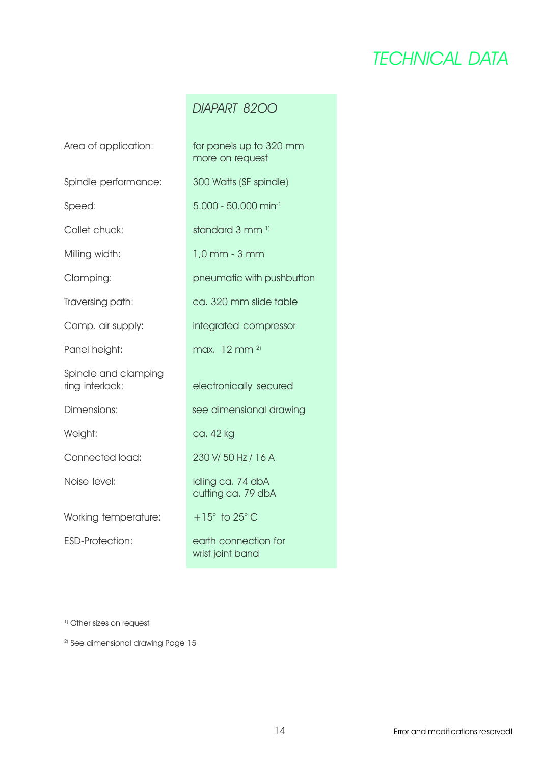# TECHNICAL DATA

| | *DIAPART 82OO* |
|---|---|
| Area of application: | for panels up to 320 mm more on request |
| Spindle performance: | 300 Watts (SF spindle) |
| Speed: | 5.000 - 50.000 $min^{-1}$ |
| Collet chuck: | standard 3 mm [1)] |
| Milling width: | 1,0 mm - 3 mm |
| Clamping: | pneumatic with pushbutton |
| Traversing path: | ca. 320 mm slide table |
| Comp. air supply: | integrated compressor |
| Panel height: | max. 12 mm [2)] |
| Spindle and clamping ring interlock: | electronically secured |
| Dimensions: | see dimensional drawing |
| Weight: | ca. 42 kg |
| Connected load: | 230 V/ 50 Hz / 16 A |
| Noise level: | idling ca. 74 dbA cutting ca. 79 dbA |
| Working temperature: | +15° to 25° C |
| ESD-Protection: | earth connection for wrist joint band |

[1)] Other sizes on request

[2)] See dimensional drawing Page 15

Error and modifications reserved!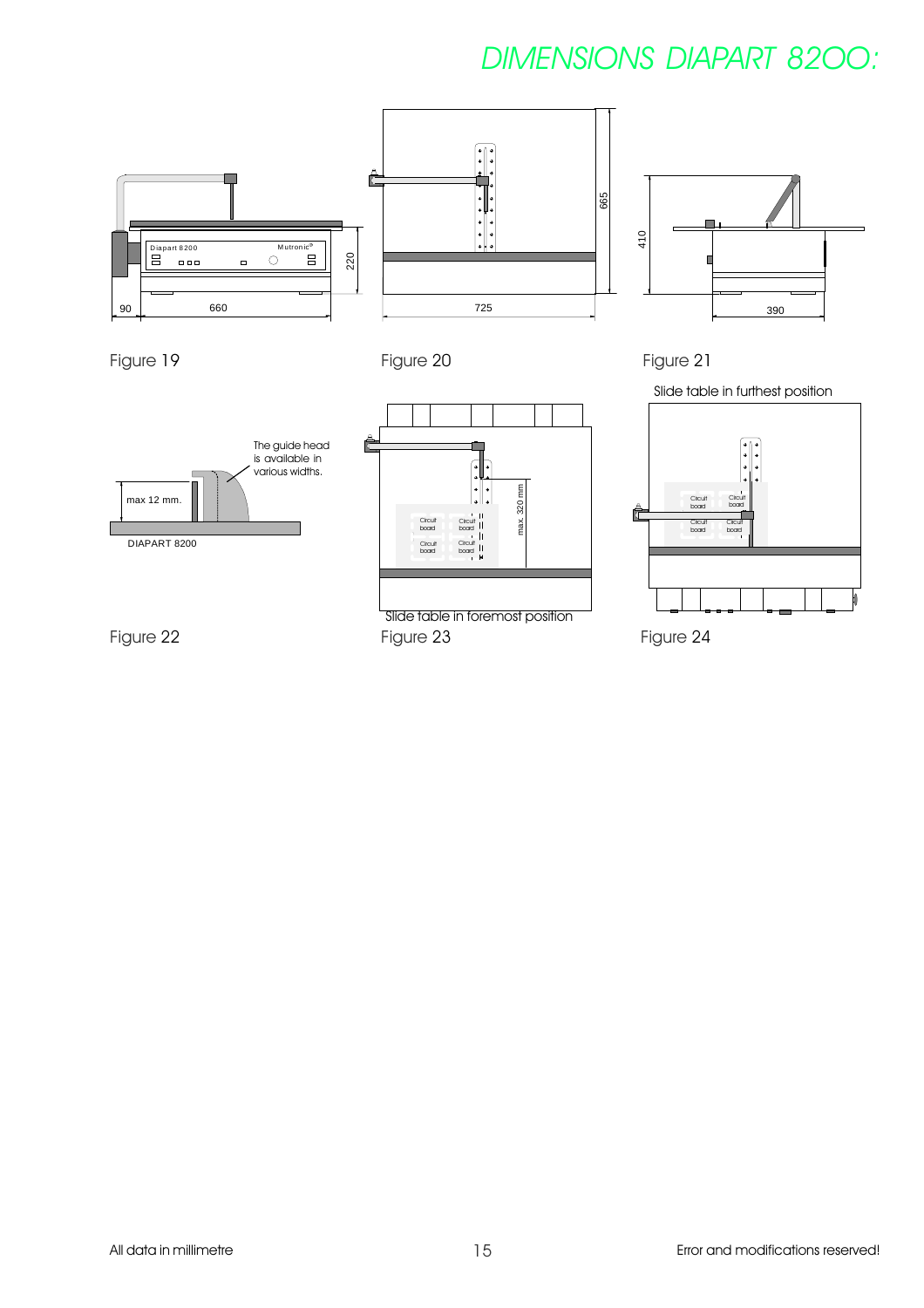# DIMENSIONS DIAPART 8200:

90 660 220

Figure 19

725 665

Figure 20

410 390

Figure 21

The guide head is available in various widths.

max 12 mm.

DIAPART 8200

Figure 22

max. 320 mm

Slide table in foremost position

Figure 23

Slide table in furthest position

Figure 24

All data in millimetre

Error and modifications reserved!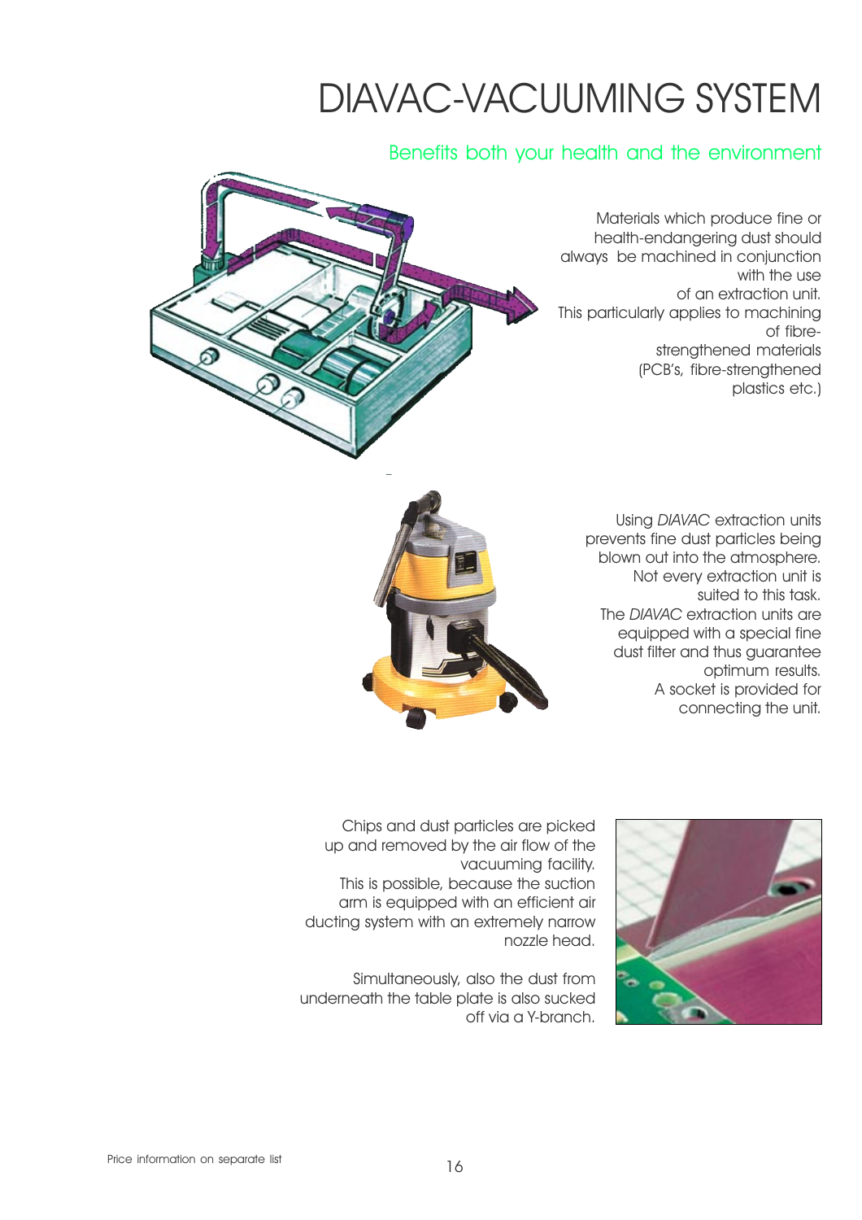# DIAVAC-VACUUMING SYSTEM

## Benefits both your health and the environment

Materials which produce fine or health-endangering dust should always be machined in conjunction with the use of an extraction unit. This particularly applies to machining of fibre-strengthened materials (PCB's, fibre-strengthened plastics etc.)

Using *DIAVAC* extraction units prevents fine dust particles being blown out into the atmosphere. Not every extraction unit is suited to this task. The *DIAVAC* extraction units are equipped with a special fine dust filter and thus guarantee optimum results. A socket is provided for connecting the unit.

Chips and dust particles are picked up and removed by the air flow of the vacuuming facility. This is possible, because the suction arm is equipped with an efficient air ducting system with an extremely narrow nozzle head.

Simultaneously, also the dust from underneath the table plate is also sucked off via a Y-branch.

Price information on separate list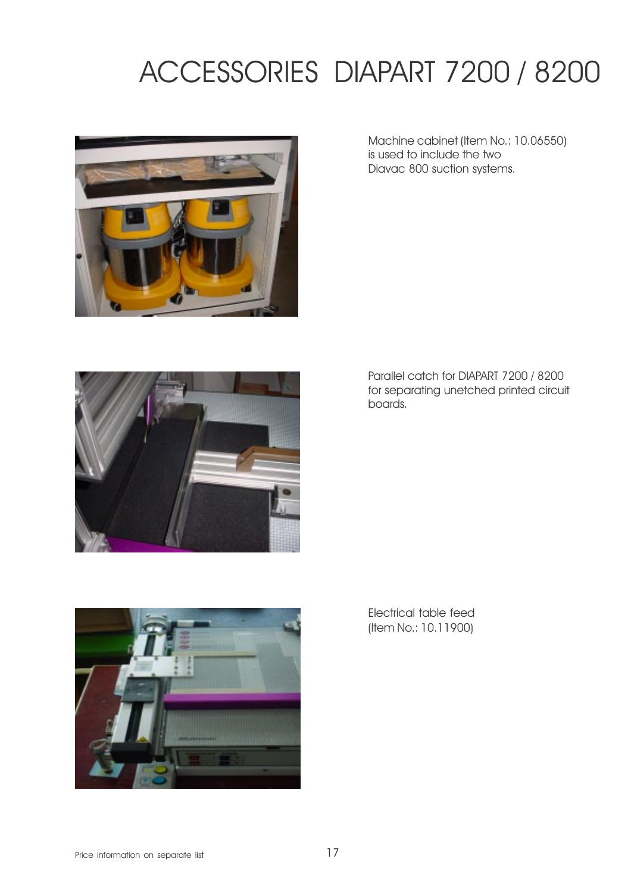# ACCESSORIES DIAPART 7200 / 8200

Machine cabinet (Item No.: 10.06550) is used to include the two Diavac 800 suction systems.

Parallel catch for DIAPART 7200 / 8200 for separating unetched printed circuit boards.

Electrical table feed (Item No.: 10.11900)

Price information on separate list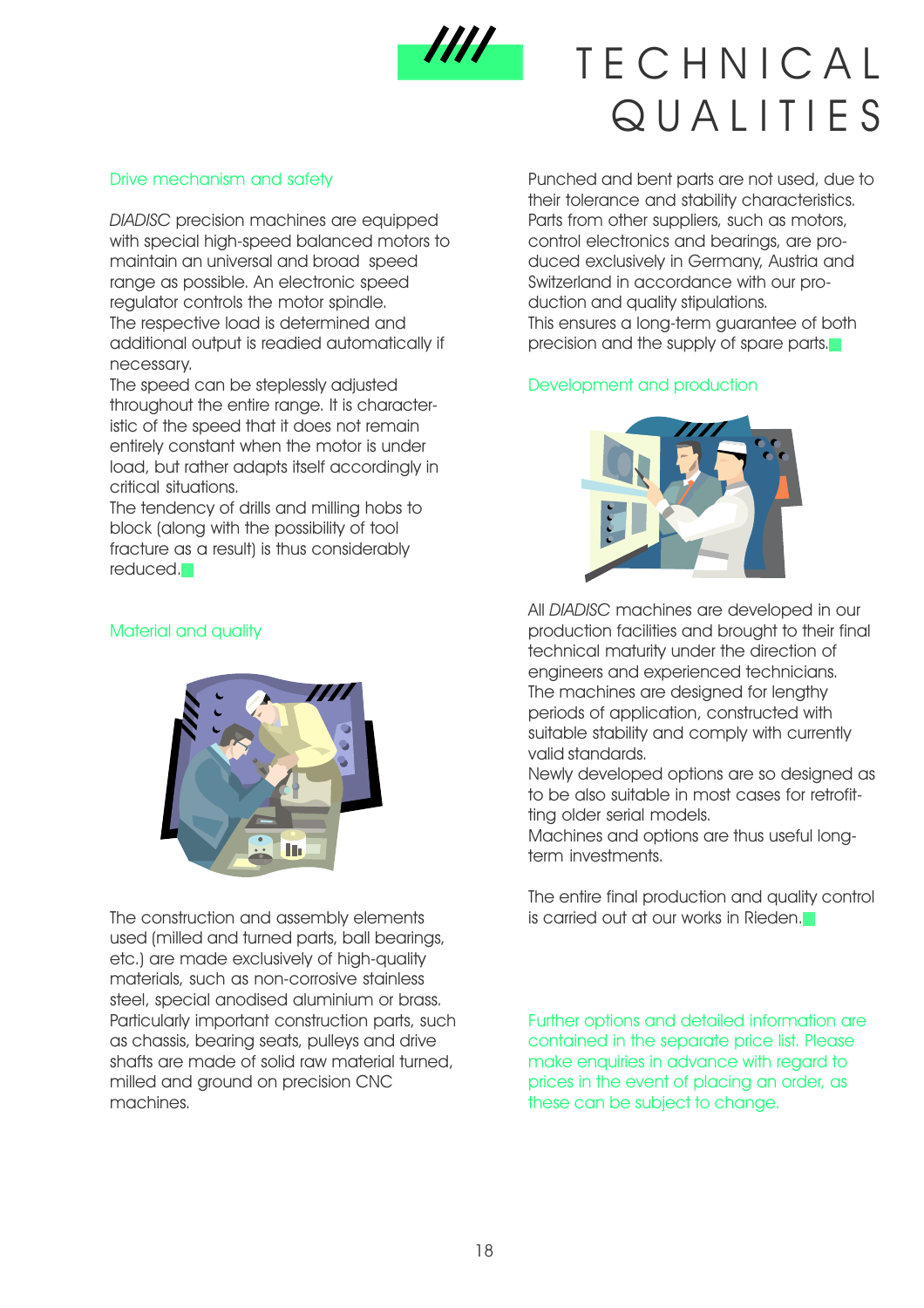# TECHNICAL QUALITIES

## Drive mechanism and safety

*DIADISC* precision machines are equipped with special high-speed balanced motors to maintain an universal and broad speed range as possible. An electronic speed regulator controls the motor spindle.
The respective load is determined and additional output is readied automatically if necessary.
The speed can be steplessly adjusted throughout the entire range. It is characteristic of the speed that it does not remain entirely constant when the motor is under load, but rather adapts itself accordingly in critical situations.
The tendency of drills and milling hobs to block (along with the possibility of tool fracture as a result) is thus considerably reduced.

## Material and quality

The construction and assembly elements used (milled and turned parts, ball bearings, etc.) are made exclusively of high-quality materials, such as non-corrosive stainless steel, special anodised aluminium or brass. Particularly important construction parts, such as chassis, bearing seats, pulleys and drive shafts are made of solid raw material turned, milled and ground on precision CNC machines.

Punched and bent parts are not used, due to their tolerance and stability characteristics. Parts from other suppliers, such as motors, control electronics and bearings, are produced exclusively in Germany, Austria and Switzerland in accordance with our production and quality stipulations.
This ensures a long-term guarantee of both precision and the supply of spare parts.

## Development and production

All *DIADISC* machines are developed in our production facilities and brought to their final technical maturity under the direction of engineers and experienced technicians.
The machines are designed for lengthy periods of application, constructed with suitable stability and comply with currently valid standards.
Newly developed options are so designed as to be also suitable in most cases for retrofitting older serial models.
Machines and options are thus useful long-term investments.

The entire final production and quality control is carried out at our works in Rieden.

Further options and detailed information are contained in the separate price list. Please make enquiries in advance with regard to prices in the event of placing an order, as these can be subject to change.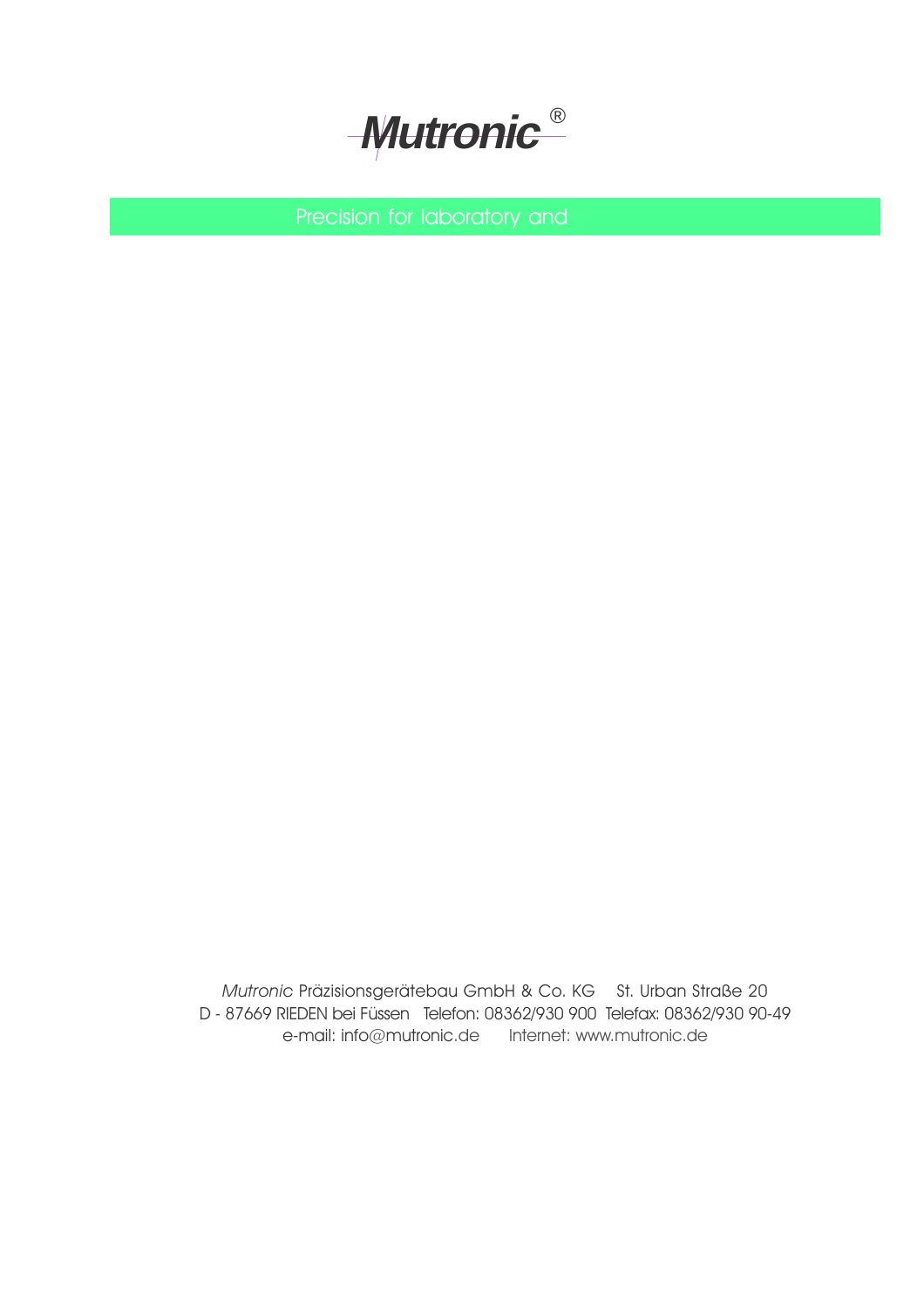# *Mutronic*®

Precision for laboratory and

*Mutronic* Präzisionsgerätebau GmbH & Co. KG St. Urban Straße 20
D - 87669 RIEDEN bei Füssen Telefon: 08362/930 900 Telefax: 08362/930 90-49
e-mail: info@mutronic.de Internet: www.mutronic.de